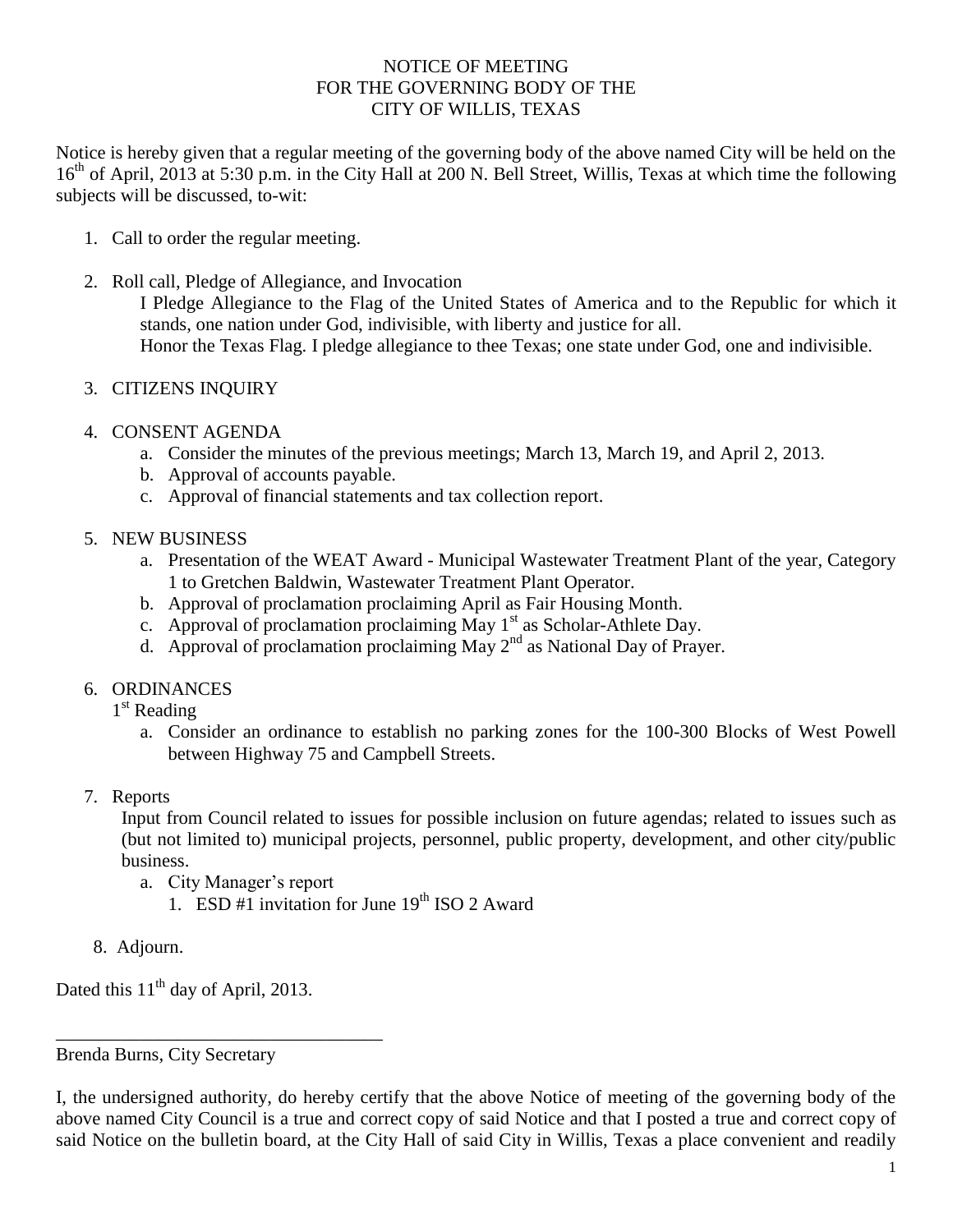# NOTICE OF MEETING
# FOR THE GOVERNING BODY OF THE
# CITY OF WILLIS, TEXAS

Notice is hereby given that a regular meeting of the governing body of the above named City will be held on the 16th of April, 2013 at 5:30 p.m. in the City Hall at 200 N. Bell Street, Willis, Texas at which time the following subjects will be discussed, to-wit:

1. Call to order the regular meeting.

2. Roll call, Pledge of Allegiance, and Invocation

   I Pledge Allegiance to the Flag of the United States of America and to the Republic for which it stands, one nation under God, indivisible, with liberty and justice for all.

   Honor the Texas Flag. I pledge allegiance to thee Texas; one state under God, one and indivisible.

3. CITIZENS INQUIRY

4. CONSENT AGENDA
   a. Consider the minutes of the previous meetings; March 13, March 19, and April 2, 2013.
   b. Approval of accounts payable.
   c. Approval of financial statements and tax collection report.

5. NEW BUSINESS
   a. Presentation of the WEAT Award - Municipal Wastewater Treatment Plant of the year, Category 1 to Gretchen Baldwin, Wastewater Treatment Plant Operator.
   b. Approval of proclamation proclaiming April as Fair Housing Month.
   c. Approval of proclamation proclaiming May 1st as Scholar-Athlete Day.
   d. Approval of proclamation proclaiming May 2nd as National Day of Prayer.

6. ORDINANCES

   1st Reading
   a. Consider an ordinance to establish no parking zones for the 100-300 Blocks of West Powell between Highway 75 and Campbell Streets.

7. Reports

   Input from Council related to issues for possible inclusion on future agendas; related to issues such as (but not limited to) municipal projects, personnel, public property, development, and other city/public business.
   a. City Manager's report
      1. ESD #1 invitation for June 19th ISO 2 Award

8. Adjourn.

Dated this 11th day of April, 2013.

\_\_\_\_\_\_\_\_\_\_\_\_\_\_\_\_\_\_\_\_\_\_\_\_\_\_\_\_\_\_\_\_\_\_\_\_

Brenda Burns, City Secretary

I, the undersigned authority, do hereby certify that the above Notice of meeting of the governing body of the above named City Council is a true and correct copy of said Notice and that I posted a true and correct copy of said Notice on the bulletin board, at the City Hall of said City in Willis, Texas a place convenient and readily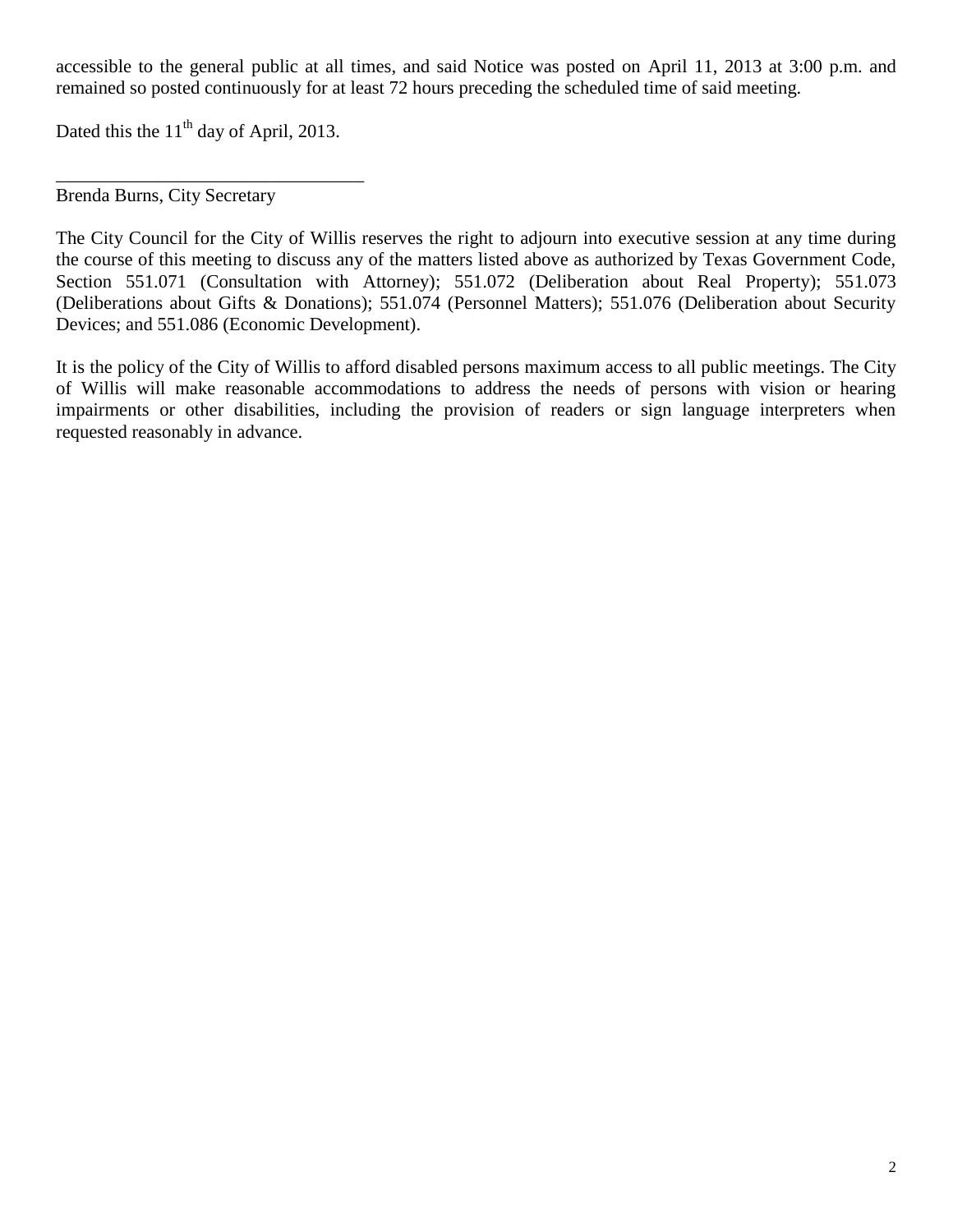accessible to the general public at all times, and said Notice was posted on April 11, 2013 at 3:00 p.m. and remained so posted continuously for at least 72 hours preceding the scheduled time of said meeting.

Dated this the 11th day of April, 2013.

_________________________________

Brenda Burns, City Secretary

The City Council for the City of Willis reserves the right to adjourn into executive session at any time during the course of this meeting to discuss any of the matters listed above as authorized by Texas Government Code, Section 551.071 (Consultation with Attorney); 551.072 (Deliberation about Real Property); 551.073 (Deliberations about Gifts & Donations); 551.074 (Personnel Matters); 551.076 (Deliberation about Security Devices; and 551.086 (Economic Development).

It is the policy of the City of Willis to afford disabled persons maximum access to all public meetings. The City of Willis will make reasonable accommodations to address the needs of persons with vision or hearing impairments or other disabilities, including the provision of readers or sign language interpreters when requested reasonably in advance.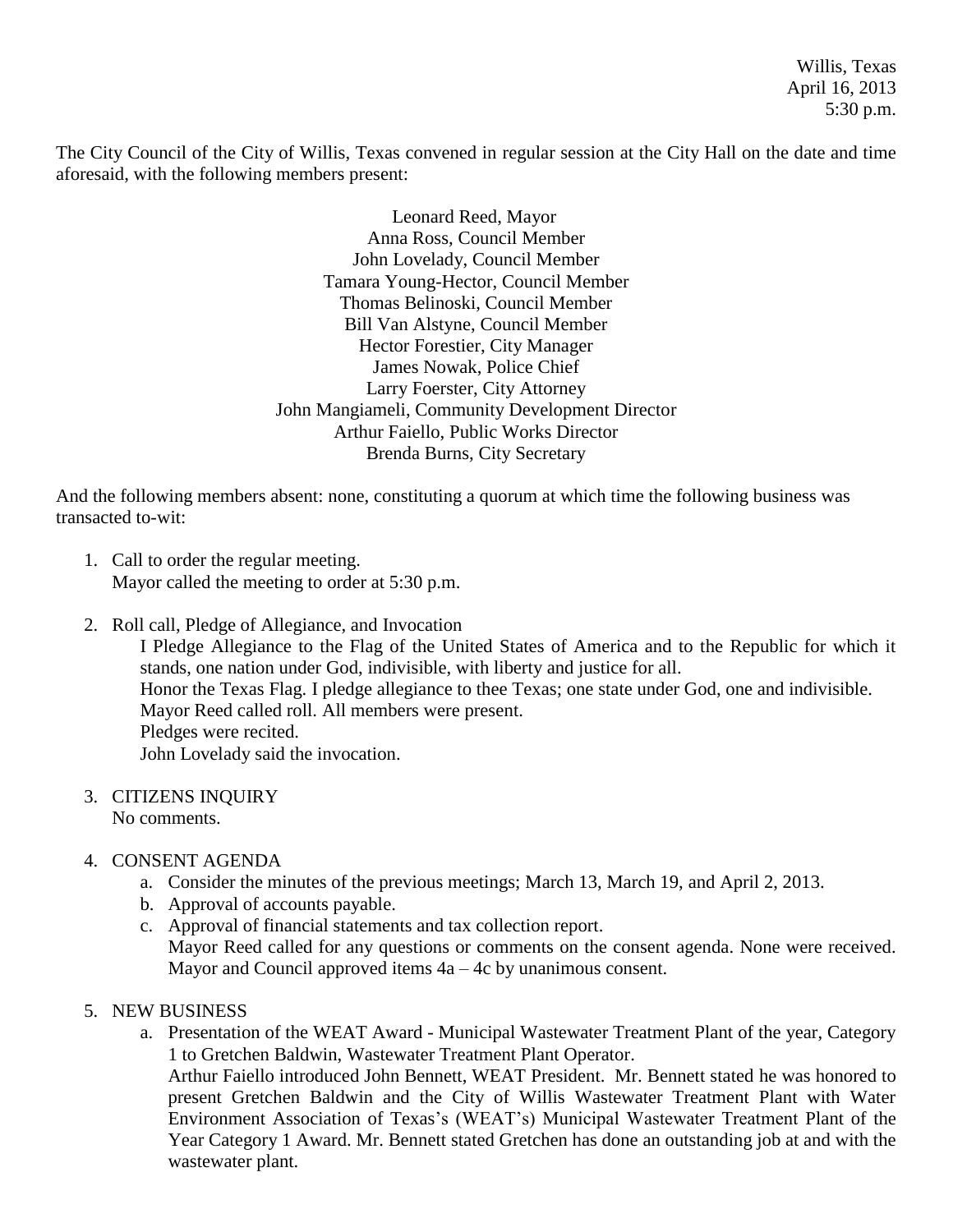Willis, Texas
April 16, 2013
5:30 p.m.

The City Council of the City of Willis, Texas convened in regular session at the City Hall on the date and time aforesaid, with the following members present:

Leonard Reed, Mayor
Anna Ross, Council Member
John Lovelady, Council Member
Tamara Young-Hector, Council Member
Thomas Belinoski, Council Member
Bill Van Alstyne, Council Member
Hector Forestier, City Manager
James Nowak, Police Chief
Larry Foerster, City Attorney
John Mangiameli, Community Development Director
Arthur Faiello, Public Works Director
Brenda Burns, City Secretary

And the following members absent: none, constituting a quorum at which time the following business was transacted to-wit:

1. Call to order the regular meeting.
   Mayor called the meeting to order at 5:30 p.m.

2. Roll call, Pledge of Allegiance, and Invocation
   I Pledge Allegiance to the Flag of the United States of America and to the Republic for which it stands, one nation under God, indivisible, with liberty and justice for all.
   Honor the Texas Flag. I pledge allegiance to thee Texas; one state under God, one and indivisible.
   Mayor Reed called roll. All members were present.
   Pledges were recited.
   John Lovelady said the invocation.

3. CITIZENS INQUIRY
   No comments.

4. CONSENT AGENDA
   a. Consider the minutes of the previous meetings; March 13, March 19, and April 2, 2013.
   b. Approval of accounts payable.
   c. Approval of financial statements and tax collection report.
      Mayor Reed called for any questions or comments on the consent agenda. None were received. Mayor and Council approved items 4a – 4c by unanimous consent.

5. NEW BUSINESS
   a. Presentation of the WEAT Award - Municipal Wastewater Treatment Plant of the year, Category 1 to Gretchen Baldwin, Wastewater Treatment Plant Operator.
      Arthur Faiello introduced John Bennett, WEAT President. Mr. Bennett stated he was honored to present Gretchen Baldwin and the City of Willis Wastewater Treatment Plant with Water Environment Association of Texas's (WEAT's) Municipal Wastewater Treatment Plant of the Year Category 1 Award. Mr. Bennett stated Gretchen has done an outstanding job at and with the wastewater plant.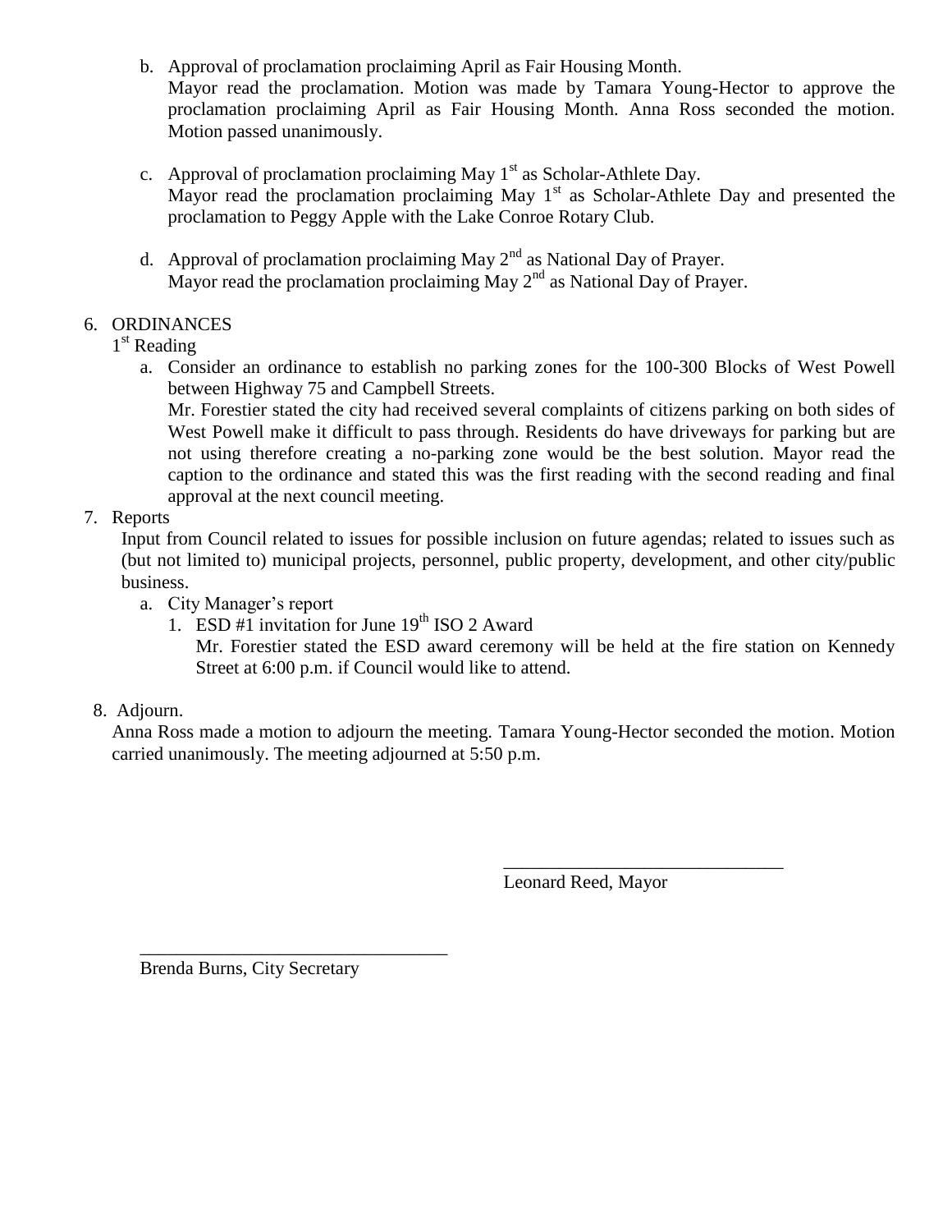b. Approval of proclamation proclaiming April as Fair Housing Month.
   Mayor read the proclamation. Motion was made by Tamara Young-Hector to approve the proclamation proclaiming April as Fair Housing Month. Anna Ross seconded the motion. Motion passed unanimously.

c. Approval of proclamation proclaiming May 1st as Scholar-Athlete Day.
   Mayor read the proclamation proclaiming May 1st as Scholar-Athlete Day and presented the proclamation to Peggy Apple with the Lake Conroe Rotary Club.

d. Approval of proclamation proclaiming May 2nd as National Day of Prayer.
   Mayor read the proclamation proclaiming May 2nd as National Day of Prayer.

6. ORDINANCES

   1st Reading

   a. Consider an ordinance to establish no parking zones for the 100-300 Blocks of West Powell between Highway 75 and Campbell Streets.
      Mr. Forestier stated the city had received several complaints of citizens parking on both sides of West Powell make it difficult to pass through. Residents do have driveways for parking but are not using therefore creating a no-parking zone would be the best solution. Mayor read the caption to the ordinance and stated this was the first reading with the second reading and final approval at the next council meeting.

7. Reports

   Input from Council related to issues for possible inclusion on future agendas; related to issues such as (but not limited to) municipal projects, personnel, public property, development, and other city/public business.

   a. City Manager's report
      1. ESD #1 invitation for June 19th ISO 2 Award
         Mr. Forestier stated the ESD award ceremony will be held at the fire station on Kennedy Street at 6:00 p.m. if Council would like to attend.

8. Adjourn.

   Anna Ross made a motion to adjourn the meeting. Tamara Young-Hector seconded the motion. Motion carried unanimously. The meeting adjourned at 5:50 p.m.

______________________________
Leonard Reed, Mayor

______________________________
Brenda Burns, City Secretary